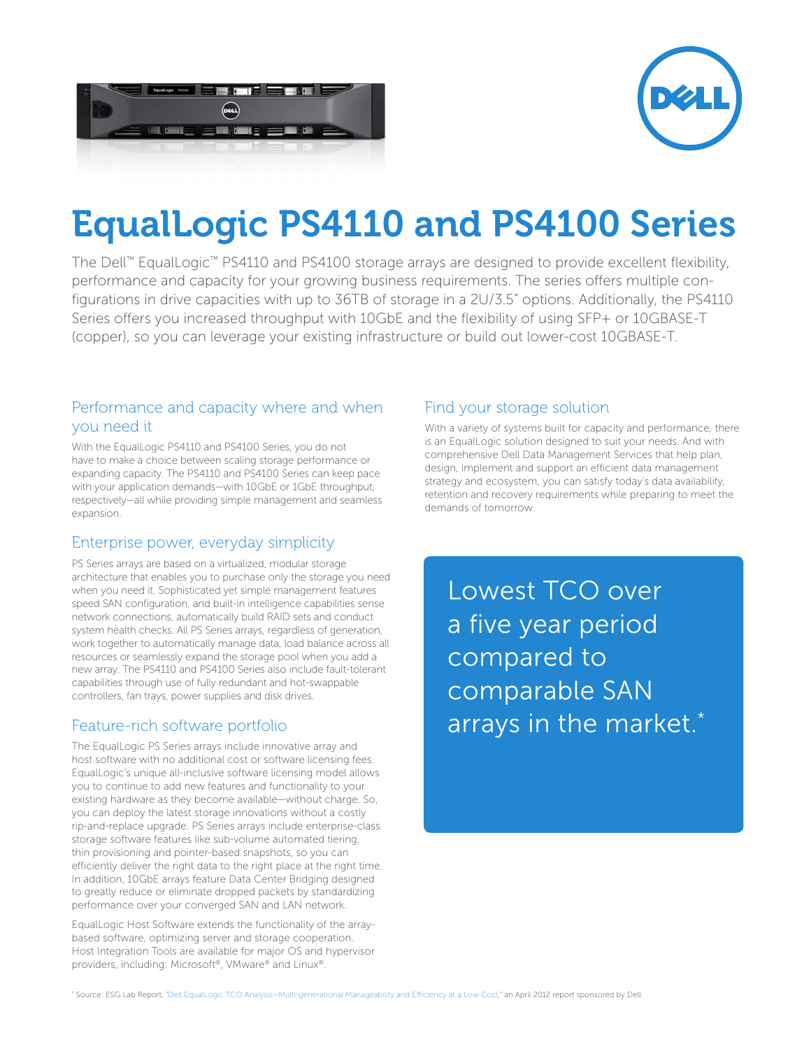# EqualLogic PS4110 and PS4100 Series

The Dell™ EqualLogic™ PS4110 and PS4100 storage arrays are designed to provide excellent flexibility, performance and capacity for your growing business requirements. The series offers multiple configurations in drive capacities with up to 36TB of storage in a 2U/3.5" options. Additionally, the PS4110 Series offers you increased throughput with 10GbE and the flexibility of using SFP+ or 10GBASE-T (copper), so you can leverage your existing infrastructure or build out lower-cost 10GBASE-T.

## Performance and capacity where and when you need it

With the EqualLogic PS4110 and PS4100 Series, you do not have to make a choice between scaling storage performance or expanding capacity. The PS4110 and PS4100 Series can keep pace with your application demands—with 10GbE or 1GbE throughput, respectively—all while providing simple management and seamless expansion.

## Enterprise power, everyday simplicity

PS Series arrays are based on a virtualized, modular storage architecture that enables you to purchase only the storage you need when you need it. Sophisticated yet simple management features speed SAN configuration, and built-in intelligence capabilities sense network connections, automatically build RAID sets and conduct system health checks. All PS Series arrays, regardless of generation, work together to automatically manage data, load balance across all resources or seamlessly expand the storage pool when you add a new array. The PS4110 and PS4100 Series also include fault-tolerant capabilities through use of fully redundant and hot-swappable controllers, fan trays, power supplies and disk drives.

## Feature-rich software portfolio

The EqualLogic PS Series arrays include innovative array and host software with no additional cost or software licensing fees. EqualLogic's unique all-inclusive software licensing model allows you to continue to add new features and functionality to your existing hardware as they become available—without charge. So, you can deploy the latest storage innovations without a costly rip-and-replace upgrade. PS Series arrays include enterprise-class storage software features like sub-volume automated tiering, thin provisioning and pointer-based snapshots, so you can efficiently deliver the right data to the right place at the right time. In addition, 10GbE arrays feature Data Center Bridging designed to greatly reduce or eliminate dropped packets by standardizing performance over your converged SAN and LAN network.

EqualLogic Host Software extends the functionality of the array-based software, optimizing server and storage cooperation. Host Integration Tools are available for major OS and hypervisor providers, including: Microsoft®, VMware® and Linux®.

## Find your storage solution

With a variety of systems built for capacity and performance, there is an EqualLogic solution designed to suit your needs. And with comprehensive Dell Data Management Services that help plan, design, implement and support an efficient data management strategy and ecosystem, you can satisfy today's data availability, retention and recovery requirements while preparing to meet the demands of tomorrow.

Lowest TCO over a five year period compared to comparable SAN arrays in the market.*

* Source: ESG Lab Report, "Dell EqualLogic TCO Analysis—Multi-generational Manageability and Efficiency at a Low Cost," an April 2012 report sponsored by Dell.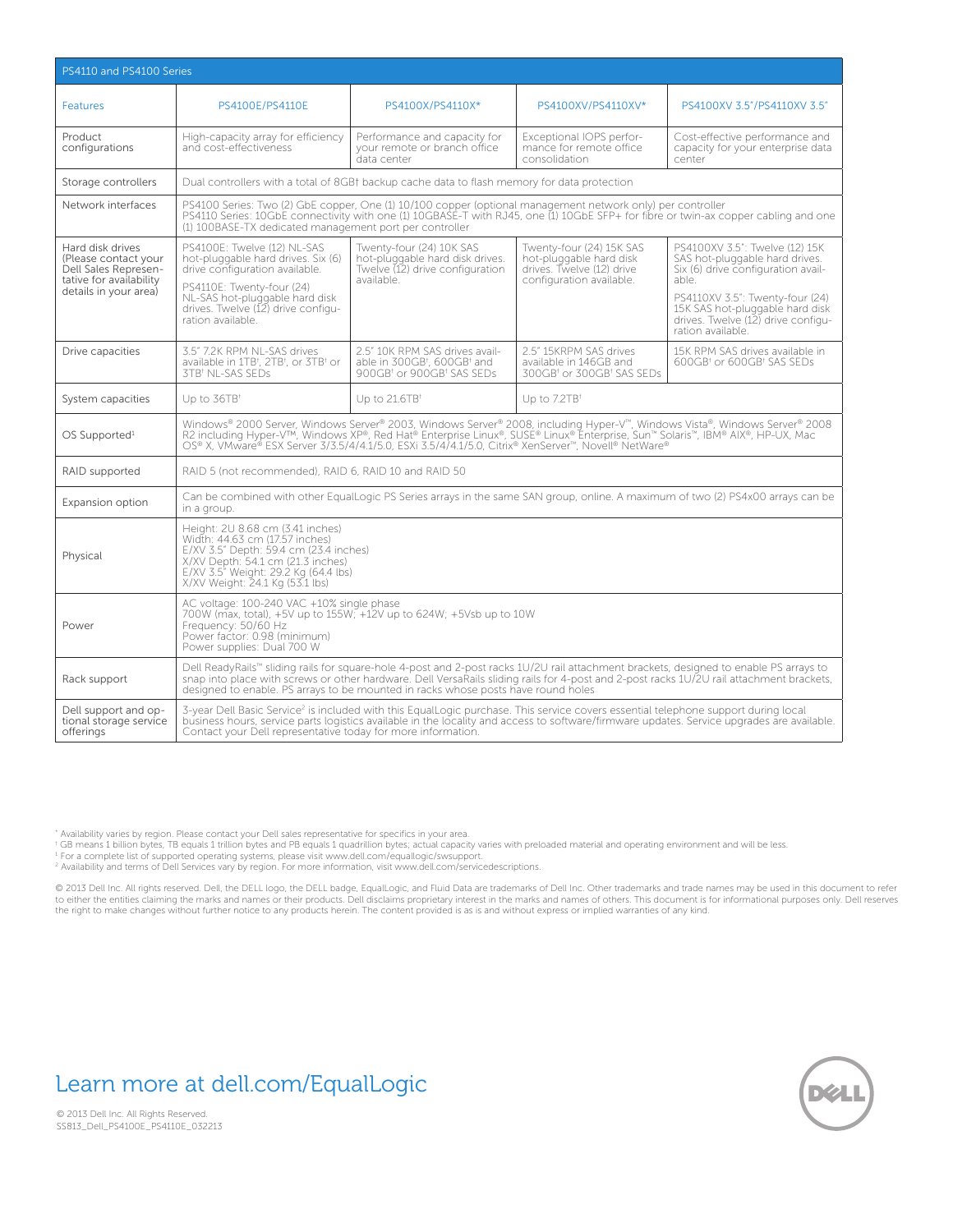| PS4110 and PS4100 Series | | | | |
|---|---|---|---|---|
| Features | PS4100E/PS4110E | PS4100X/PS4110X* | PS4100XV/PS4110XV* | PS4100XV 3.5"/PS4110XV 3.5" |
| Product configurations | High-capacity array for efficiency and cost-effectiveness | Performance and capacity for your remote or branch office data center | Exceptional IOPS performance for remote office consolidation | Cost-effective performance and capacity for your enterprise data center |
| Storage controllers | Dual controllers with a total of 8GB† backup cache data to flash memory for data protection | | | |
| Network interfaces | PS4100 Series: Two (2) GbE copper, One (1) 10/100 copper (optional management network only) per controller<br>PS4110 Series: 10GbE connectivity with one (1) 10GBASE-T with RJ45, one (1) 10GbE SFP+ for fibre or twin-ax copper cabling and one (1) 100BASE-TX dedicated management port per controller | | | |
| Hard disk drives (Please contact your Dell Sales Representative for availability details in your area) | PS4100E: Twelve (12) NL-SAS hot-pluggable hard drives. Six (6) drive configuration available.<br>PS4110E: Twenty-four (24) NL-SAS hot-pluggable hard disk drives. Twelve (12) drive configuration available. | Twenty-four (24) 10K SAS hot-pluggable hard disk drives. Twelve (12) drive configuration available. | Twenty-four (24) 15K SAS hot-pluggable hard disk drives. Twelve (12) drive configuration available. | PS4100XV 3.5": Twelve (12) 15K SAS hot-pluggable hard drives. Six (6) drive configuration available.<br>PS4110XV 3.5": Twenty-four (24) 15K SAS hot-pluggable hard disk drives. Twelve (12) drive configuration available. |
| Drive capacities | 3.5" 7.2K RPM NL-SAS drives available in 1TB†, 2TB†, or 3TB† or 3TB† NL-SAS SEDs | 2.5" 10K RPM SAS drives available in 300GB†, 600GB† and 900GB† or 900GB† SAS SEDs | 2.5" 15KRPM SAS drives available in 146GB and 300GB† or 300GB† SAS SEDs | 15K RPM SAS drives available in 600GB† or 600GB† SAS SEDs |
| System capacities | Up to 36TB† | Up to 21.6TB† | Up to 7.2TB† | |
| OS Supported[1] | Windows® 2000 Server, Windows Server® 2003, Windows Server® 2008, including Hyper-V™, Windows Vista®, Windows Server® 2008 R2 including Hyper-V™, Windows XP®, Red Hat® Enterprise Linux®, SUSE® Linux® Enterprise, Sun™ Solaris™, IBM® AIX®, HP-UX, Mac OS® X, VMware® ESX Server 3/3.5/4/4.1/5.0, ESXi 3.5/4/4.1/5.0, Citrix® XenServer™, Novell® NetWare® | | | |
| RAID supported | RAID 5 (not recommended), RAID 6, RAID 10 and RAID 50 | | | |
| Expansion option | Can be combined with other EqualLogic PS Series arrays in the same SAN group, online. A maximum of two (2) PS4x00 arrays can be in a group. | | | |
| Physical | Height: 2U 8.68 cm (3.41 inches)<br>Width: 44.63 cm (17.57 inches)<br>E/XV 3.5" Depth: 59.4 cm (23.4 inches)<br>X/XV Depth: 54.1 cm (21.3 inches)<br>E/XV 3.5" Weight: 29.2 Kg (64.4 lbs)<br>X/XV Weight: 24.1 Kg (53.1 lbs) | | | |
| Power | AC voltage: 100-240 VAC +10% single phase<br>700W (max, total), +5V up to 155W; +12V up to 624W; +5Vsb up to 10W<br>Frequency: 50/60 Hz<br>Power factor: 0.98 (minimum)<br>Power supplies: Dual 700 W | | | |
| Rack support | Dell ReadyRails™ sliding rails for square-hole 4-post and 2-post racks 1U/2U rail attachment brackets, designed to enable PS arrays to snap into place with screws or other hardware. Dell VersaRails sliding rails for 4-post and 2-post racks 1U/2U rail attachment brackets, designed to enable. PS arrays to be mounted in racks whose posts have round holes | | | |
| Dell support and optional storage service offerings | 3-year Dell Basic Service[2] is included with this EqualLogic purchase. This service covers essential telephone support during local business hours, service parts logistics available in the locality and access to software/firmware updates. Service upgrades are available. Contact your Dell representative today for more information. | | | |

* Availability varies by region. Please contact your Dell sales representative for specifics in your area.
† GB means 1 billion bytes, TB equals 1 trillion bytes and PB equals 1 quadrillion bytes; actual capacity varies with preloaded material and operating environment and will be less.
[1] For a complete list of supported operating systems, please visit www.dell.com/equallogic/swsupport.
[2] Availability and terms of Dell Services vary by region. For more information, visit www.dell.com/servicedescriptions.

© 2013 Dell Inc. All rights reserved. Dell, the DELL logo, the DELL badge, EqualLogic, and Fluid Data are trademarks of Dell Inc. Other trademarks and trade names may be used in this document to refer to either the entities claiming the marks and names or their products. Dell disclaims proprietary interest in the marks and names of others. This document is for informational purposes only. Dell reserves the right to make changes without further notice to any products herein. The content provided is as is and without express or implied warranties of any kind.

## Learn more at dell.com/EqualLogic

© 2013 Dell Inc. All Rights Reserved.
SS813_Dell_PS4100E_PS4110E_032213